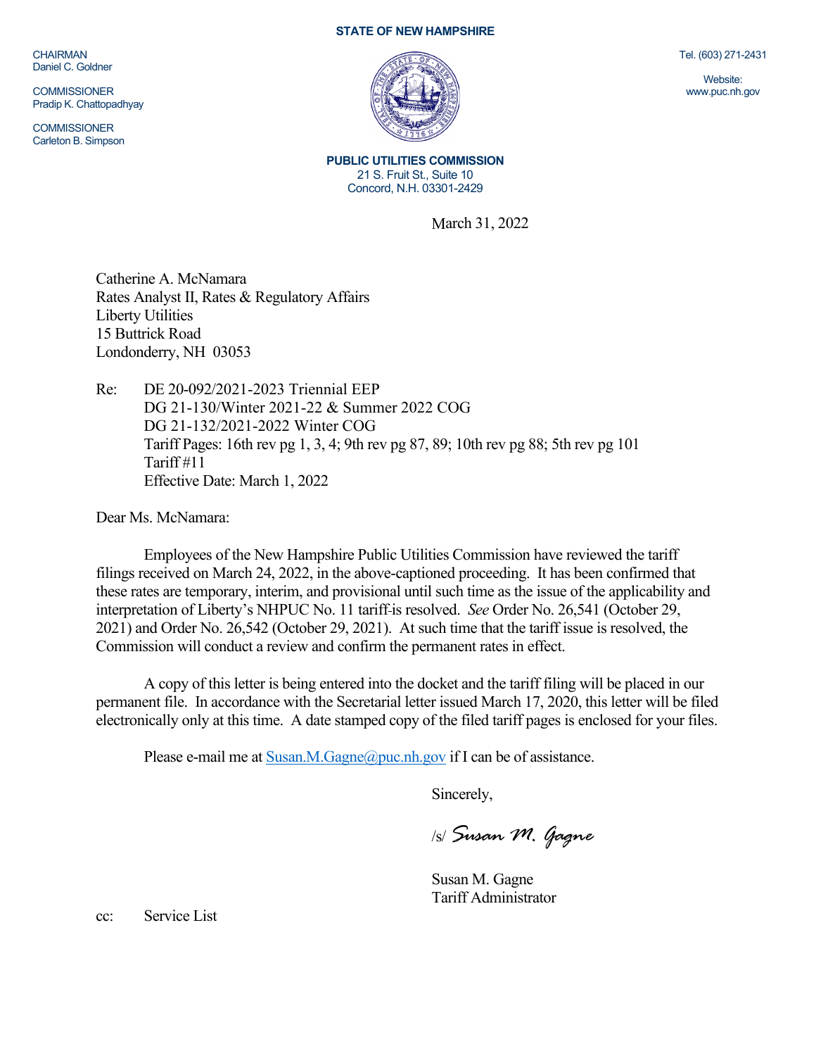CHAIRMAN
Daniel C. Goldner

COMMISSIONER
Pradip K. Chattopadhyay

COMMISSIONER
Carleton B. Simpson

**STATE OF NEW HAMPSHIRE**

**PUBLIC UTILITIES COMMISSION**
21 S. Fruit St., Suite 10
Concord, N.H. 03301-2429

Tel. (603) 271-2431

Website:
www.puc.nh.gov

March 31, 2022

Catherine A. McNamara
Rates Analyst II, Rates & Regulatory Affairs
Liberty Utilities
15 Buttrick Road
Londonderry, NH 03053

Re: DE 20-092/2021-2023 Triennial EEP
DG 21-130/Winter 2021-22 & Summer 2022 COG
DG 21-132/2021-2022 Winter COG
Tariff Pages: 16th rev pg 1, 3, 4; 9th rev pg 87, 89; 10th rev pg 88; 5th rev pg 101
Tariff #11
Effective Date: March 1, 2022

Dear Ms. McNamara:

Employees of the New Hampshire Public Utilities Commission have reviewed the tariff filings received on March 24, 2022, in the above-captioned proceeding. It has been confirmed that these rates are temporary, interim, and provisional until such time as the issue of the applicability and interpretation of Liberty's NHPUC No. 11 tariff is resolved. *See* Order No. 26,541 (October 29, 2021) and Order No. 26,542 (October 29, 2021). At such time that the tariff issue is resolved, the Commission will conduct a review and confirm the permanent rates in effect.

A copy of this letter is being entered into the docket and the tariff filing will be placed in our permanent file. In accordance with the Secretarial letter issued March 17, 2020, this letter will be filed electronically only at this time. A date stamped copy of the filed tariff pages is enclosed for your files.

Please e-mail me at Susan.M.Gagne@puc.nh.gov if I can be of assistance.

Sincerely,

/s/ *Susan M. Gagne*

Susan M. Gagne
Tariff Administrator

cc: Service List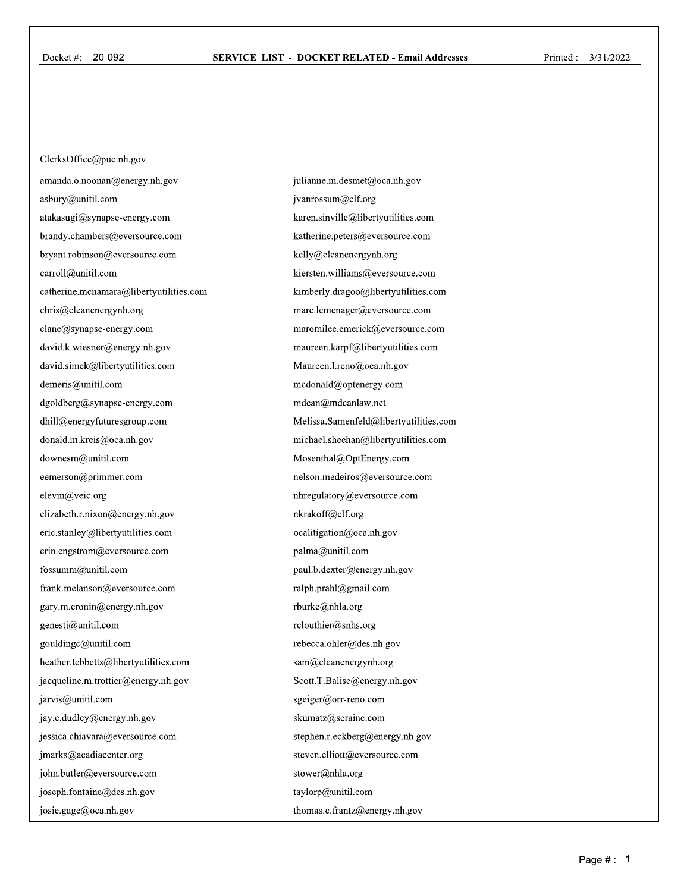Docket #: 20-092

**SERVICE LIST - DOCKET RELATED - Email Addresses**

Printed : 3/31/2022

ClerksOffice@puc.nh.gov

amanda.o.noonan@energy.nh.gov
asbury@unitil.com
atakasugi@synapse-energy.com
brandy.chambers@eversource.com
bryant.robinson@eversource.com
carroll@unitil.com
catherine.mcnamara@libertyutilities.com
chris@cleanenergynh.org
clane@synapse-energy.com
david.k.wiesner@energy.nh.gov
david.simek@libertyutilities.com
demeris@unitil.com
dgoldberg@synapse-energy.com
dhill@energyfuturesgroup.com
donald.m.kreis@oca.nh.gov
downesm@unitil.com
eemerson@primmer.com
elevin@veic.org
elizabeth.r.nixon@energy.nh.gov
eric.stanley@libertyutilities.com
erin.engstrom@eversource.com
fossumm@unitil.com
frank.melanson@eversource.com
gary.m.cronin@energy.nh.gov
genestj@unitil.com
gouldingc@unitil.com
heather.tebbetts@libertyutilities.com
jacqueline.m.trottier@energy.nh.gov
jarvis@unitil.com
jay.e.dudley@energy.nh.gov
jessica.chiavara@eversource.com
jmarks@acadiacenter.org
john.butler@eversource.com
joseph.fontaine@des.nh.gov
josie.gage@oca.nh.gov
julianne.m.desmet@oca.nh.gov
jvanrossum@clf.org
karen.sinville@libertyutilities.com
katherine.peters@eversource.com
kelly@cleanenergynh.org
kiersten.williams@eversource.com
kimberly.dragoo@libertyutilities.com
marc.lemenager@eversource.com
maromilee.emerick@eversource.com
maureen.karpf@libertyutilities.com
Maureen.l.reno@oca.nh.gov
mcdonald@optenergy.com
mdean@mdeanlaw.net
Melissa.Samenfeld@libertyutilities.com
michael.sheehan@libertyutilities.com
Mosenthal@OptEnergy.com
nelson.medeiros@eversource.com
nhregulatory@eversource.com
nkrakoff@clf.org
ocalitigation@oca.nh.gov
palma@unitil.com
paul.b.dexter@energy.nh.gov
ralph.prahl@gmail.com
rburke@nhla.org
rclouthier@snhs.org
rebecca.ohler@des.nh.gov
sam@cleanenergynh.org
Scott.T.Balise@energy.nh.gov
sgeiger@orr-reno.com
skumatz@serainc.com
stephen.r.eckberg@energy.nh.gov
steven.elliott@eversource.com
stower@nhla.org
taylorp@unitil.com
thomas.c.frantz@energy.nh.gov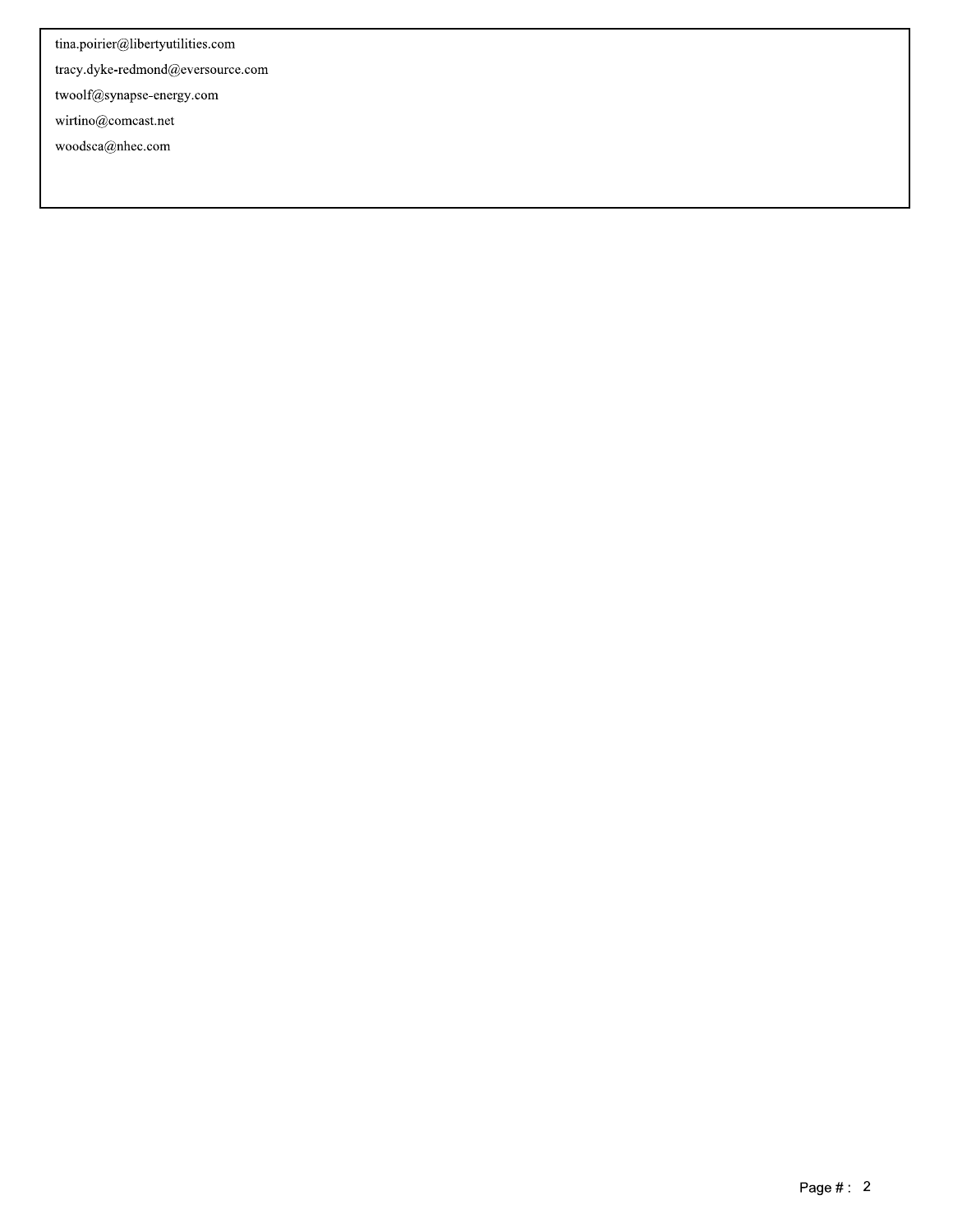tina.poirier@libertyutilities.com

tracy.dyke-redmond@eversource.com

twoolf@synapse-energy.com

wirtino@comcast.net

woodsca@nhec.com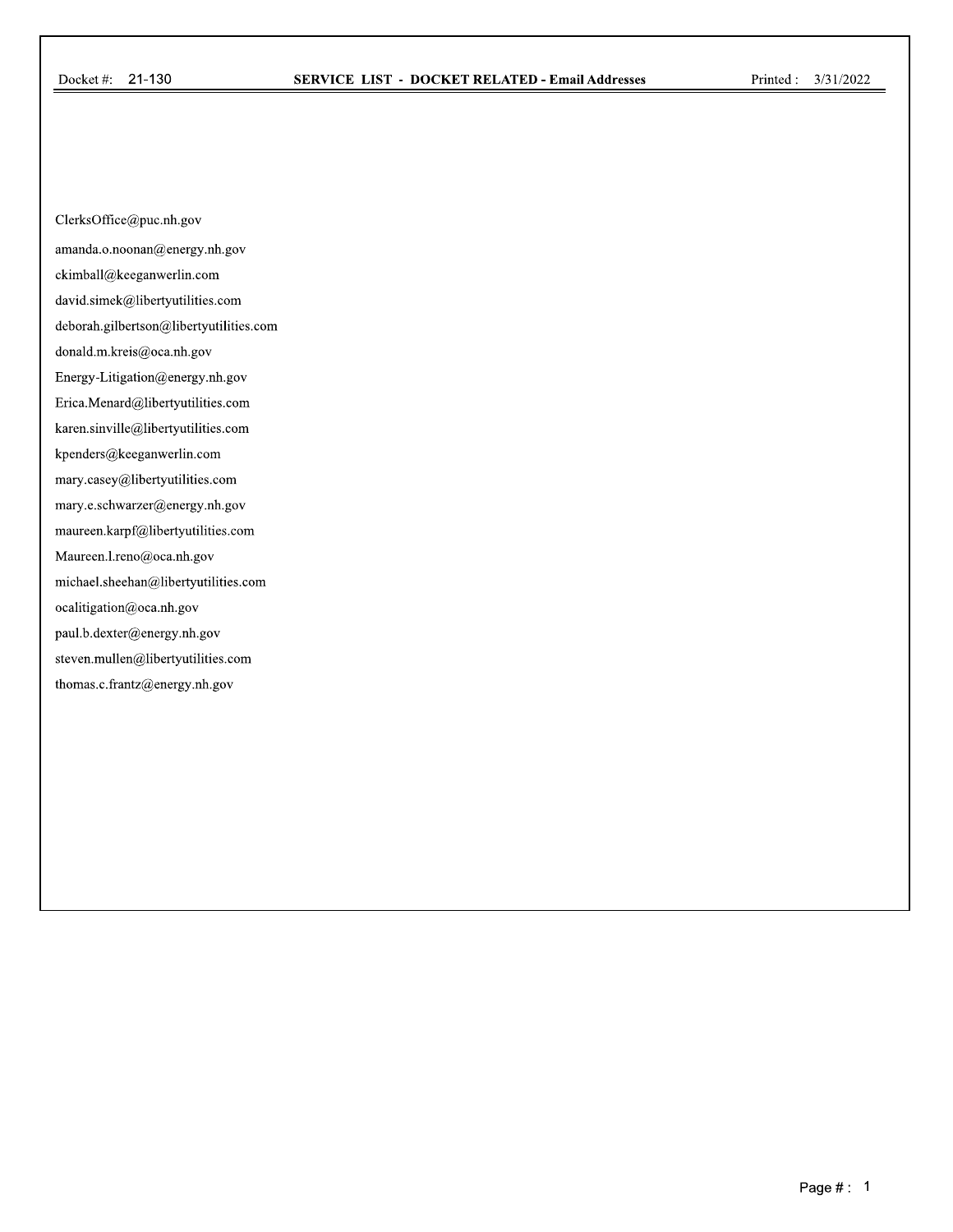Docket #: 21-130 **SERVICE LIST - DOCKET RELATED - Email Addresses** Printed : 3/31/2022

ClerksOffice@puc.nh.gov

amanda.o.noonan@energy.nh.gov

ckimball@keeganwerlin.com

david.simek@libertyutilities.com

deborah.gilbertson@libertyutilities.com

donald.m.kreis@oca.nh.gov

Energy-Litigation@energy.nh.gov

Erica.Menard@libertyutilities.com

karen.sinville@libertyutilities.com

kpenders@keeganwerlin.com

mary.casey@libertyutilities.com

mary.e.schwarzer@energy.nh.gov

maureen.karpf@libertyutilities.com

Maureen.l.reno@oca.nh.gov

michael.sheehan@libertyutilities.com

ocalitigation@oca.nh.gov

paul.b.dexter@energy.nh.gov

steven.mullen@libertyutilities.com

thomas.c.frantz@energy.nh.gov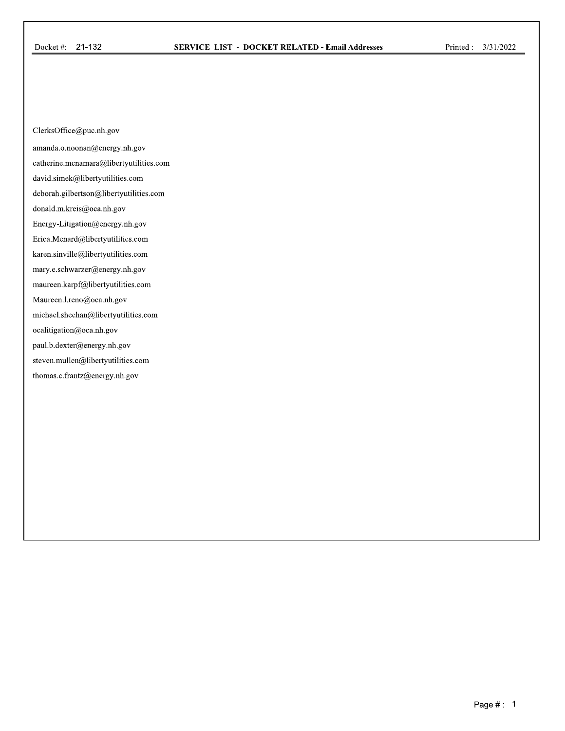Docket #: 21-132 **SERVICE LIST - DOCKET RELATED - Email Addresses** Printed : 3/31/2022

ClerksOffice@puc.nh.gov

amanda.o.noonan@energy.nh.gov

catherine.mcnamara@libertyutilities.com

david.simek@libertyutilities.com

deborah.gilbertson@libertyutilities.com

donald.m.kreis@oca.nh.gov

Energy-Litigation@energy.nh.gov

Erica.Menard@libertyutilities.com

karen.sinville@libertyutilities.com

mary.e.schwarzer@energy.nh.gov

maureen.karpf@libertyutilities.com

Maureen.l.reno@oca.nh.gov

michael.sheehan@libertyutilities.com

ocalitigation@oca.nh.gov

paul.b.dexter@energy.nh.gov

steven.mullen@libertyutilities.com

thomas.c.frantz@energy.nh.gov